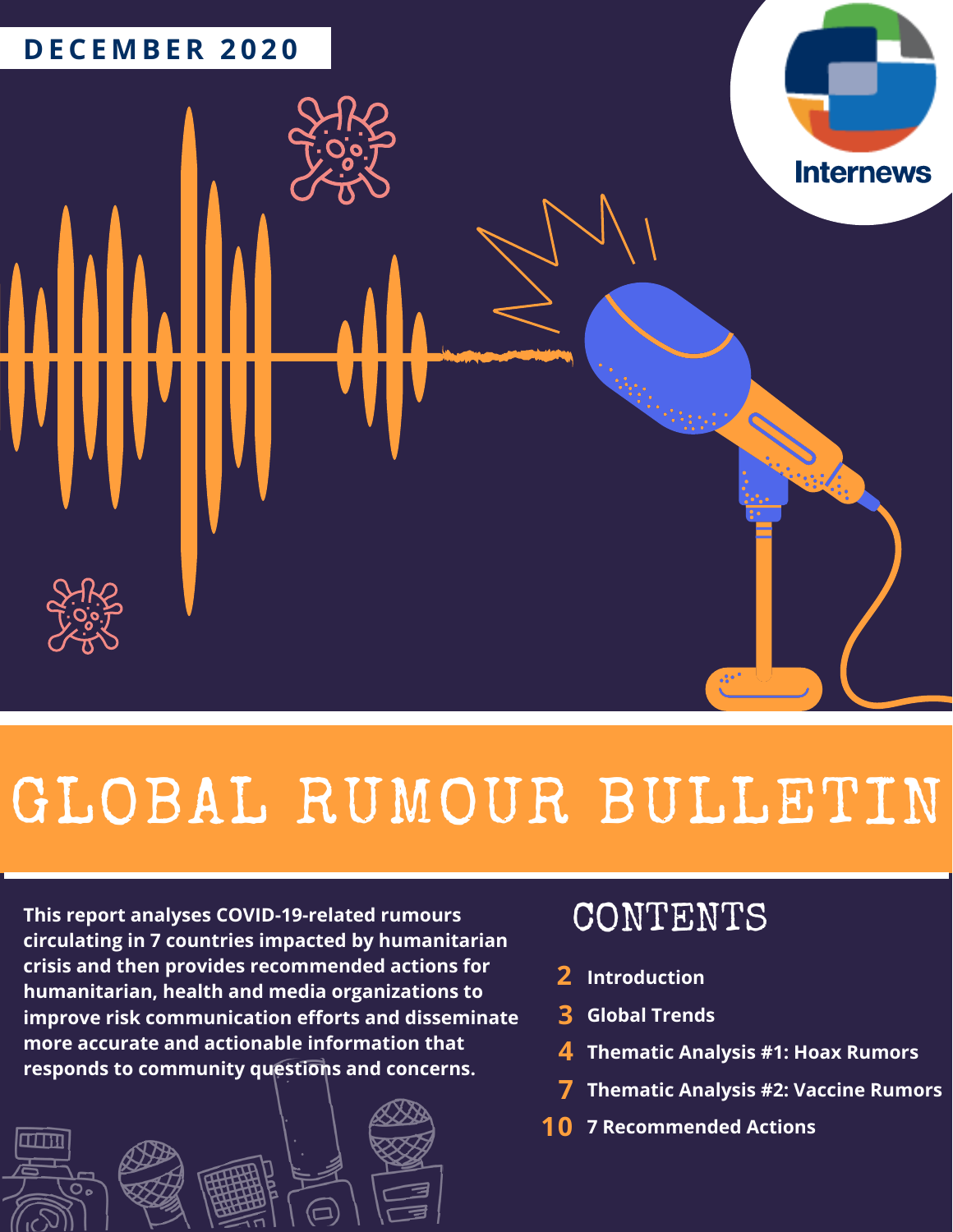DECEMBER 2020

Internews

# GLOBAL RUMOUR BULLETIN

**This report analyses COVID-19-related rumours circulating in 7 countries impacted by humanitarian crisis and then provides recommended actions for humanitarian, health and media organizations to improve risk communication efforts and disseminate more accurate and actionable information that responds to community questions and concerns.**

## CONTENTS

- **2** Introduction
- **3** Global Trends
- **4** Thematic Analysis #1: Hoax Rumors
- **7** Thematic Analysis #2: Vaccine Rumors
- **10** 7 Recommended Actions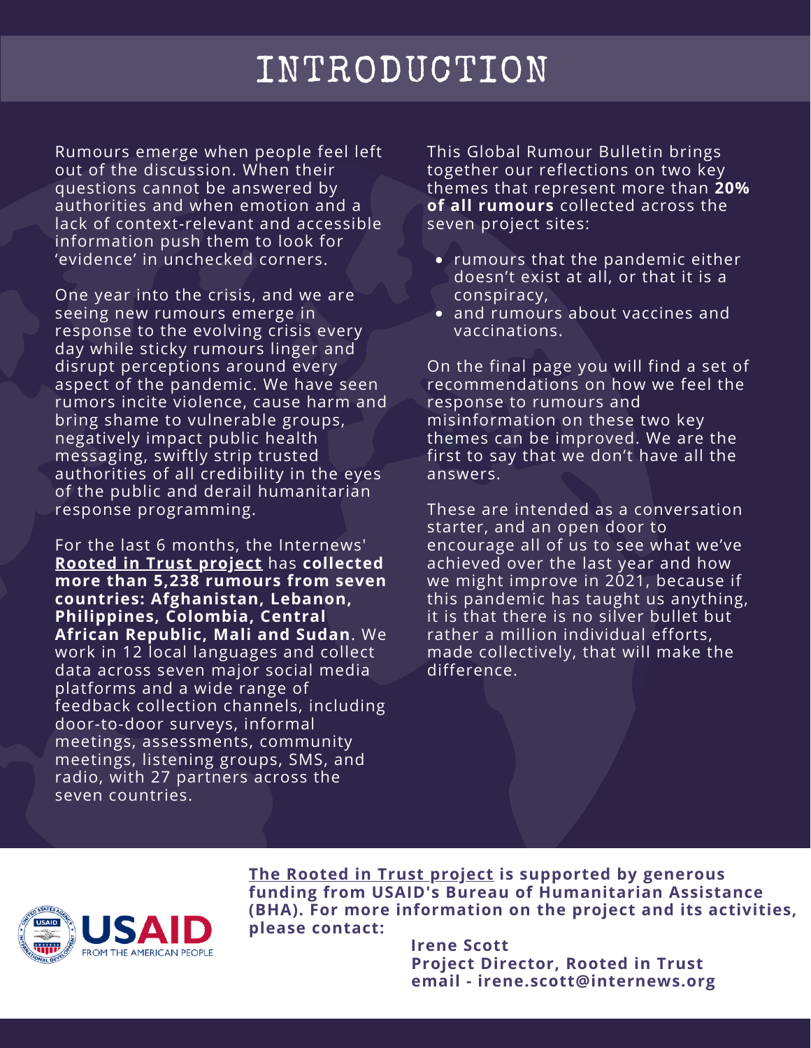# INTRODUCTION

Rumours emerge when people feel left out of the discussion. When their questions cannot be answered by authorities and when emotion and a lack of context-relevant and accessible information push them to look for 'evidence' in unchecked corners.

One year into the crisis, and we are seeing new rumours emerge in response to the evolving crisis every day while sticky rumours linger and disrupt perceptions around every aspect of the pandemic. We have seen rumors incite violence, cause harm and bring shame to vulnerable groups, negatively impact public health messaging, swiftly strip trusted authorities of all credibility in the eyes of the public and derail humanitarian response programming.

For the last 6 months, the Internews' **Rooted in Trust project** has **collected more than 5,238 rumours from seven countries: Afghanistan, Lebanon, Philippines, Colombia, Central African Republic, Mali and Sudan**. We work in 12 local languages and collect data across seven major social media platforms and a wide range of feedback collection channels, including door-to-door surveys, informal meetings, assessments, community meetings, listening groups, SMS, and radio, with 27 partners across the seven countries.

This Global Rumour Bulletin brings together our reflections on two key themes that represent more than **20% of all rumours** collected across the seven project sites:

- rumours that the pandemic either doesn't exist at all, or that it is a conspiracy,
- and rumours about vaccines and vaccinations.

On the final page you will find a set of recommendations on how we feel the response to rumours and misinformation on these two key themes can be improved. We are the first to say that we don't have all the answers.

These are intended as a conversation starter, and an open door to encourage all of us to see what we've achieved over the last year and how we might improve in 2021, because if this pandemic has taught us anything, it is that there is no silver bullet but rather a million individual efforts, made collectively, that will make the difference.

**The Rooted in Trust project is supported by generous funding from USAID's Bureau of Humanitarian Assistance (BHA). For more information on the project and its activities, please contact:**

**Irene Scott**
**Project Director, Rooted in Trust**
**email - irene.scott@internews.org**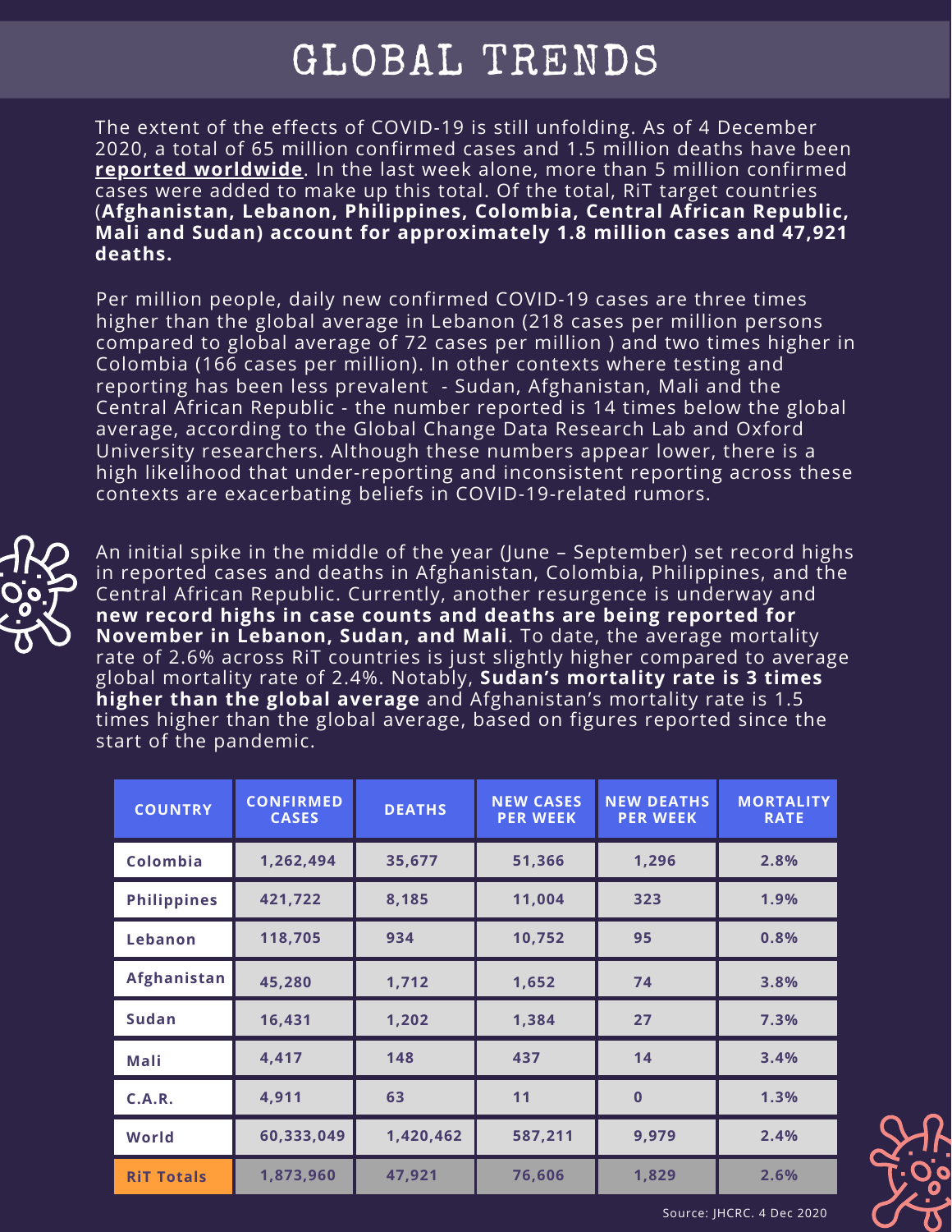# GLOBAL TRENDS

The extent of the effects of COVID-19 is still unfolding. As of 4 December 2020, a total of 65 million confirmed cases and 1.5 million deaths have been **reported worldwide**. In the last week alone, more than 5 million confirmed cases were added to make up this total. Of the total, RiT target countries (**Afghanistan, Lebanon, Philippines, Colombia, Central African Republic, Mali and Sudan) account for approximately 1.8 million cases and 47,921 deaths.**

Per million people, daily new confirmed COVID-19 cases are three times higher than the global average in Lebanon (218 cases per million persons compared to global average of 72 cases per million ) and two times higher in Colombia (166 cases per million). In other contexts where testing and reporting has been less prevalent - Sudan, Afghanistan, Mali and the Central African Republic - the number reported is 14 times below the global average, according to the Global Change Data Research Lab and Oxford University researchers. Although these numbers appear lower, there is a high likelihood that under-reporting and inconsistent reporting across these contexts are exacerbating beliefs in COVID-19-related rumors.

An initial spike in the middle of the year (June – September) set record highs in reported cases and deaths in Afghanistan, Colombia, Philippines, and the Central African Republic. Currently, another resurgence is underway and **new record highs in case counts and deaths are being reported for November in Lebanon, Sudan, and Mali**. To date, the average mortality rate of 2.6% across RiT countries is just slightly higher compared to average global mortality rate of 2.4%. Notably, **Sudan's mortality rate is 3 times higher than the global average** and Afghanistan's mortality rate is 1.5 times higher than the global average, based on figures reported since the start of the pandemic.

| COUNTRY | CONFIRMED CASES | DEATHS | NEW CASES PER WEEK | NEW DEATHS PER WEEK | MORTALITY RATE |
|---|---|---|---|---|---|
| Colombia | 1,262,494 | 35,677 | 51,366 | 1,296 | 2.8% |
| Philippines | 421,722 | 8,185 | 11,004 | 323 | 1.9% |
| Lebanon | 118,705 | 934 | 10,752 | 95 | 0.8% |
| Afghanistan | 45,280 | 1,712 | 1,652 | 74 | 3.8% |
| Sudan | 16,431 | 1,202 | 1,384 | 27 | 7.3% |
| Mali | 4,417 | 148 | 437 | 14 | 3.4% |
| C.A.R. | 4,911 | 63 | 11 | 0 | 1.3% |
| World | 60,333,049 | 1,420,462 | 587,211 | 9,979 | 2.4% |
| RiT Totals | 1,873,960 | 47,921 | 76,606 | 1,829 | 2.6% |

Source: JHCRC. 4 Dec 2020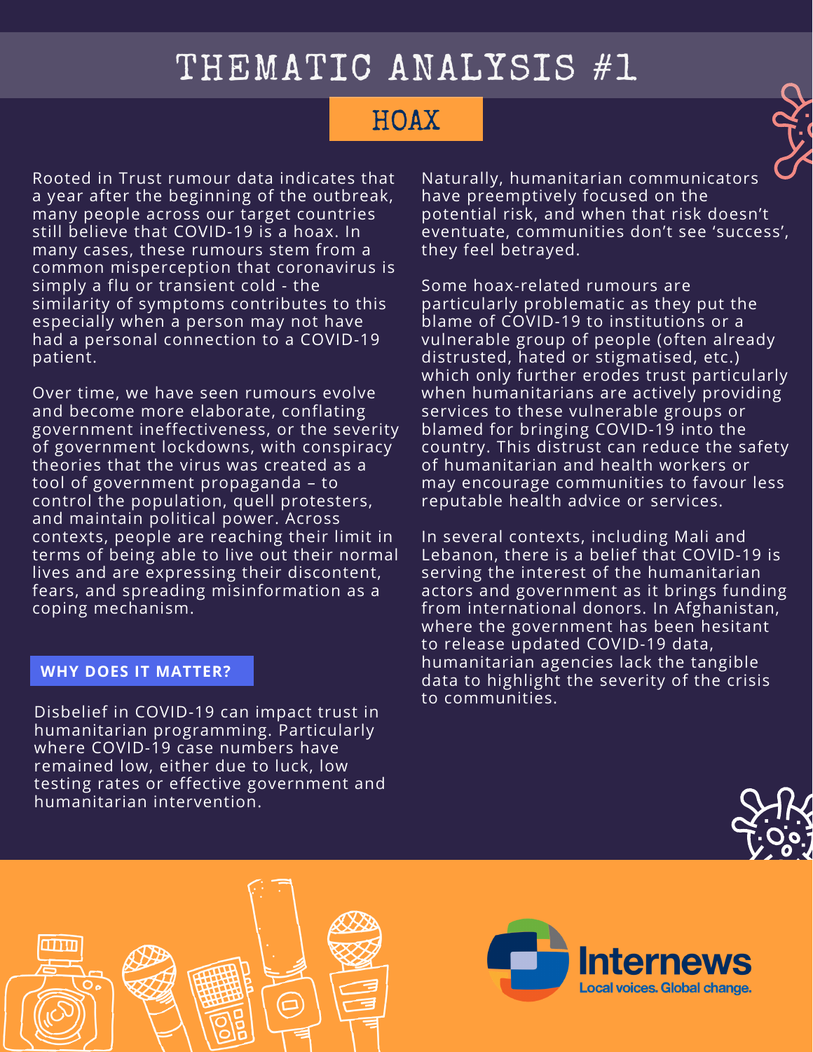# THEMATIC ANALYSIS #1

## HOAX

Rooted in Trust rumour data indicates that a year after the beginning of the outbreak, many people across our target countries still believe that COVID-19 is a hoax. In many cases, these rumours stem from a common misperception that coronavirus is simply a flu or transient cold - the similarity of symptoms contributes to this especially when a person may not have had a personal connection to a COVID-19 patient.

Over time, we have seen rumours evolve and become more elaborate, conflating government ineffectiveness, or the severity of government lockdowns, with conspiracy theories that the virus was created as a tool of government propaganda – to control the population, quell protesters, and maintain political power. Across contexts, people are reaching their limit in terms of being able to live out their normal lives and are expressing their discontent, fears, and spreading misinformation as a coping mechanism.

### WHY DOES IT MATTER?

Disbelief in COVID-19 can impact trust in humanitarian programming. Particularly where COVID-19 case numbers have remained low, either due to luck, low testing rates or effective government and humanitarian intervention.

Naturally, humanitarian communicators have preemptively focused on the potential risk, and when that risk doesn't eventuate, communities don't see 'success', they feel betrayed.

Some hoax-related rumours are particularly problematic as they put the blame of COVID-19 to institutions or a vulnerable group of people (often already distrusted, hated or stigmatised, etc.) which only further erodes trust particularly when humanitarians are actively providing services to these vulnerable groups or blamed for bringing COVID-19 into the country. This distrust can reduce the safety of humanitarian and health workers or may encourage communities to favour less reputable health advice or services.

In several contexts, including Mali and Lebanon, there is a belief that COVID-19 is serving the interest of the humanitarian actors and government as it brings funding from international donors. In Afghanistan, where the government has been hesitant to release updated COVID-19 data, humanitarian agencies lack the tangible data to highlight the severity of the crisis to communities.

Internews
Local voices. Global change.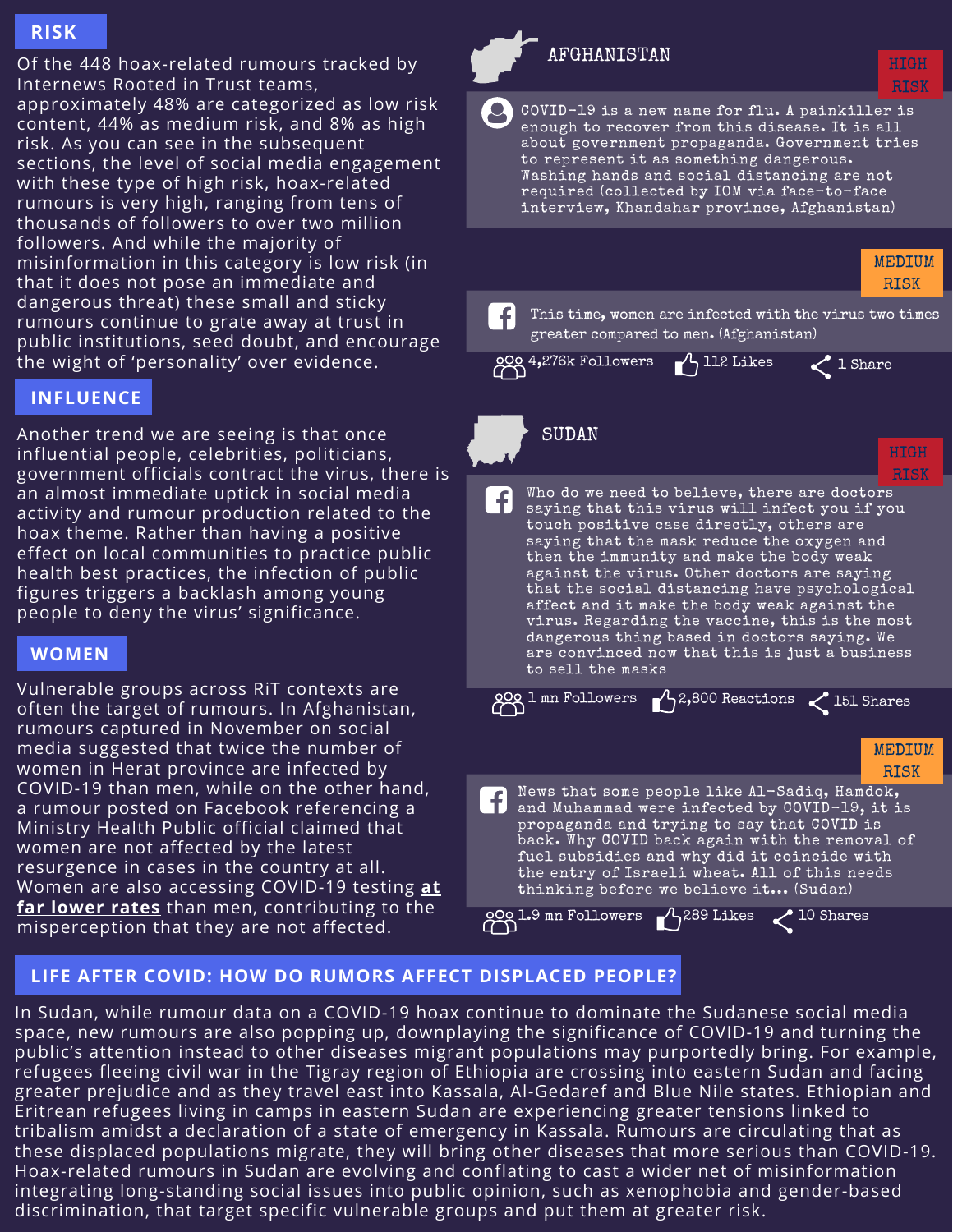## RISK

Of the 448 hoax-related rumours tracked by Internews Rooted in Trust teams, approximately 48% are categorized as low risk content, 44% as medium risk, and 8% as high risk. As you can see in the subsequent sections, the level of social media engagement with these type of high risk, hoax-related rumours is very high, ranging from tens of thousands of followers to over two million followers. And while the majority of misinformation in this category is low risk (in that it does not pose an immediate and dangerous threat) these small and sticky rumours continue to grate away at trust in public institutions, seed doubt, and encourage the wight of 'personality' over evidence.

## INFLUENCE

Another trend we are seeing is that once influential people, celebrities, politicians, government officials contract the virus, there is an almost immediate uptick in social media activity and rumour production related to the hoax theme. Rather than having a positive effect on local communities to practice public health best practices, the infection of public figures triggers a backlash among young people to deny the virus' significance.

## WOMEN

Vulnerable groups across RiT contexts are often the target of rumours. In Afghanistan, rumours captured in November on social media suggested that twice the number of women in Herat province are infected by COVID-19 than men, while on the other hand, a rumour posted on Facebook referencing a Ministry Health Public official claimed that women are not affected by the latest resurgence in cases in the country at all. Women are also accessing COVID-19 testing **at far lower rates** than men, contributing to the misperception that they are not affected.

### AFGHANISTAN

**HIGH RISK**

COVID-19 is a new name for flu. A painkiller is enough to recover from this disease. It is all about government propaganda. Government tries to represent it as something dangerous. Washing hands and social distancing are not required (collected by IOM via face-to-face interview, Khandahar province, Afghanistan)

**MEDIUM RISK**

This time, women are infected with the virus two times greater compared to men. (Afghanistan)

4,276k Followers | 112 Likes | 1 Share

### SUDAN

**HIGH RISK**

Who do we need to believe, there are doctors saying that this virus will infect you if you touch positive case directly, others are saying that the mask reduce the oxygen and then the immunity and make the body weak against the virus. Other doctors are saying that the social distancing have psychological affect and it make the body weak against the virus. Regarding the vaccine, this is the most dangerous thing based in doctors saying. We are convinced now that this is just a business to sell the masks

1 mn Followers | 2,800 Reactions | 151 Shares

**MEDIUM RISK**

News that some people like Al-Sadiq, Hamdok, and Muhammad were infected by COVID-19, it is propaganda and trying to say that COVID is back. Why COVID back again with the removal of fuel subsidies and why did it coincide with the entry of Israeli wheat. All of this needs thinking before we believe it... (Sudan)

1.9 mn Followers | 289 Likes | 10 Shares

## LIFE AFTER COVID: HOW DO RUMORS AFFECT DISPLACED PEOPLE?

In Sudan, while rumour data on a COVID-19 hoax continue to dominate the Sudanese social media space, new rumours are also popping up, downplaying the significance of COVID-19 and turning the public's attention instead to other diseases migrant populations may purportedly bring. For example, refugees fleeing civil war in the Tigray region of Ethiopia are crossing into eastern Sudan and facing greater prejudice and as they travel east into Kassala, Al-Gedaref and Blue Nile states. Ethiopian and Eritrean refugees living in camps in eastern Sudan are experiencing greater tensions linked to tribalism amidst a declaration of a state of emergency in Kassala. Rumours are circulating that as these displaced populations migrate, they will bring other diseases that more serious than COVID-19. Hoax-related rumours in Sudan are evolving and conflating to cast a wider net of misinformation integrating long-standing social issues into public opinion, such as xenophobia and gender-based discrimination, that target specific vulnerable groups and put them at greater risk.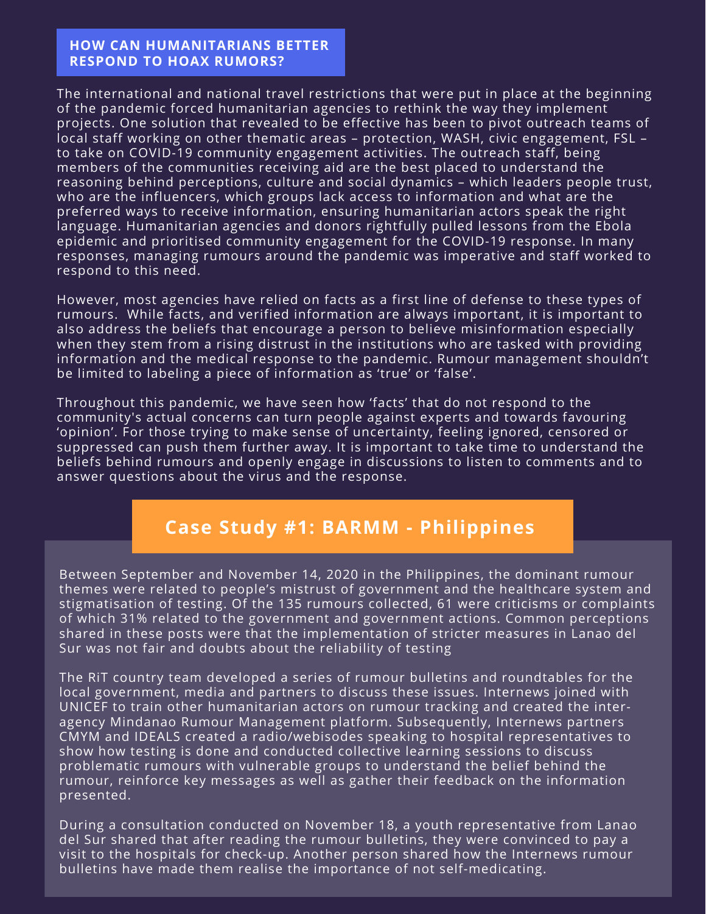## HOW CAN HUMANITARIANS BETTER RESPOND TO HOAX RUMORS?

The international and national travel restrictions that were put in place at the beginning of the pandemic forced humanitarian agencies to rethink the way they implement projects. One solution that revealed to be effective has been to pivot outreach teams of local staff working on other thematic areas – protection, WASH, civic engagement, FSL – to take on COVID-19 community engagement activities. The outreach staff, being members of the communities receiving aid are the best placed to understand the reasoning behind perceptions, culture and social dynamics – which leaders people trust, who are the influencers, which groups lack access to information and what are the preferred ways to receive information, ensuring humanitarian actors speak the right language. Humanitarian agencies and donors rightfully pulled lessons from the Ebola epidemic and prioritised community engagement for the COVID-19 response. In many responses, managing rumours around the pandemic was imperative and staff worked to respond to this need.

However, most agencies have relied on facts as a first line of defense to these types of rumours. While facts, and verified information are always important, it is important to also address the beliefs that encourage a person to believe misinformation especially when they stem from a rising distrust in the institutions who are tasked with providing information and the medical response to the pandemic. Rumour management shouldn't be limited to labeling a piece of information as 'true' or 'false'.

Throughout this pandemic, we have seen how 'facts' that do not respond to the community's actual concerns can turn people against experts and towards favouring 'opinion'. For those trying to make sense of uncertainty, feeling ignored, censored or suppressed can push them further away. It is important to take time to understand the beliefs behind rumours and openly engage in discussions to listen to comments and to answer questions about the virus and the response.

## Case Study #1: BARMM - Philippines

Between September and November 14, 2020 in the Philippines, the dominant rumour themes were related to people's mistrust of government and the healthcare system and stigmatisation of testing. Of the 135 rumours collected, 61 were criticisms or complaints of which 31% related to the government and government actions. Common perceptions shared in these posts were that the implementation of stricter measures in Lanao del Sur was not fair and doubts about the reliability of testing

The RiT country team developed a series of rumour bulletins and roundtables for the local government, media and partners to discuss these issues. Internews joined with UNICEF to train other humanitarian actors on rumour tracking and created the inter-agency Mindanao Rumour Management platform. Subsequently, Internews partners CMYM and IDEALS created a radio/webisodes speaking to hospital representatives to show how testing is done and conducted collective learning sessions to discuss problematic rumours with vulnerable groups to understand the belief behind the rumour, reinforce key messages as well as gather their feedback on the information presented.

During a consultation conducted on November 18, a youth representative from Lanao del Sur shared that after reading the rumour bulletins, they were convinced to pay a visit to the hospitals for check-up. Another person shared how the Internews rumour bulletins have made them realise the importance of not self-medicating.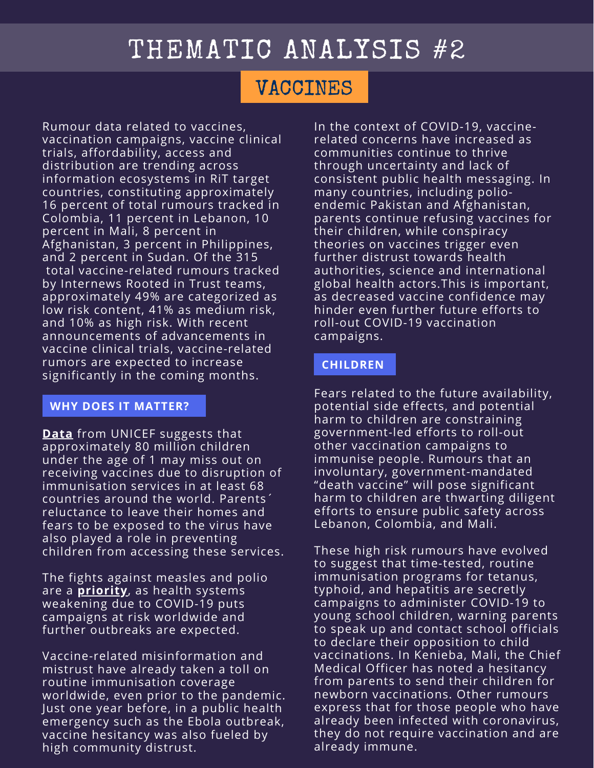# THEMATIC ANALYSIS #2

## VACCINES

Rumour data related to vaccines, vaccination campaigns, vaccine clinical trials, affordability, access and distribution are trending across information ecosystems in RiT target countries, constituting approximately 16 percent of total rumours tracked in Colombia, 11 percent in Lebanon, 10 percent in Mali, 8 percent in Afghanistan, 3 percent in Philippines, and 2 percent in Sudan. Of the 315 total vaccine-related rumours tracked by Internews Rooted in Trust teams, approximately 49% are categorized as low risk content, 41% as medium risk, and 10% as high risk. With recent announcements of advancements in vaccine clinical trials, vaccine-related rumors are expected to increase significantly in the coming months.

### WHY DOES IT MATTER?

**Data** from UNICEF suggests that approximately 80 million children under the age of 1 may miss out on receiving vaccines due to disruption of immunisation services in at least 68 countries around the world. Parents´ reluctance to leave their homes and fears to be exposed to the virus have also played a role in preventing children from accessing these services.

The fights against measles and polio are a **priority**, as health systems weakening due to COVID-19 puts campaigns at risk worldwide and further outbreaks are expected.

Vaccine-related misinformation and mistrust have already taken a toll on routine immunisation coverage worldwide, even prior to the pandemic. Just one year before, in a public health emergency such as the Ebola outbreak, vaccine hesitancy was also fueled by high community distrust.

In the context of COVID-19, vaccine-related concerns have increased as communities continue to thrive through uncertainty and lack of consistent public health messaging. In many countries, including polio-endemic Pakistan and Afghanistan, parents continue refusing vaccines for their children, while conspiracy theories on vaccines trigger even further distrust towards health authorities, science and international global health actors.This is important, as decreased vaccine confidence may hinder even further future efforts to roll-out COVID-19 vaccination campaigns.

### CHILDREN

Fears related to the future availability, potential side effects, and potential harm to children are constraining government-led efforts to roll-out other vaccination campaigns to immunise people. Rumours that an involuntary, government-mandated "death vaccine" will pose significant harm to children are thwarting diligent efforts to ensure public safety across Lebanon, Colombia, and Mali.

These high risk rumours have evolved to suggest that time-tested, routine immunisation programs for tetanus, typhoid, and hepatitis are secretly campaigns to administer COVID-19 to young school children, warning parents to speak up and contact school officials to declare their opposition to child vaccinations. In Kenieba, Mali, the Chief Medical Officer has noted a hesitancy from parents to send their children for newborn vaccinations. Other rumours express that for those people who have already been infected with coronavirus, they do not require vaccination and are already immune.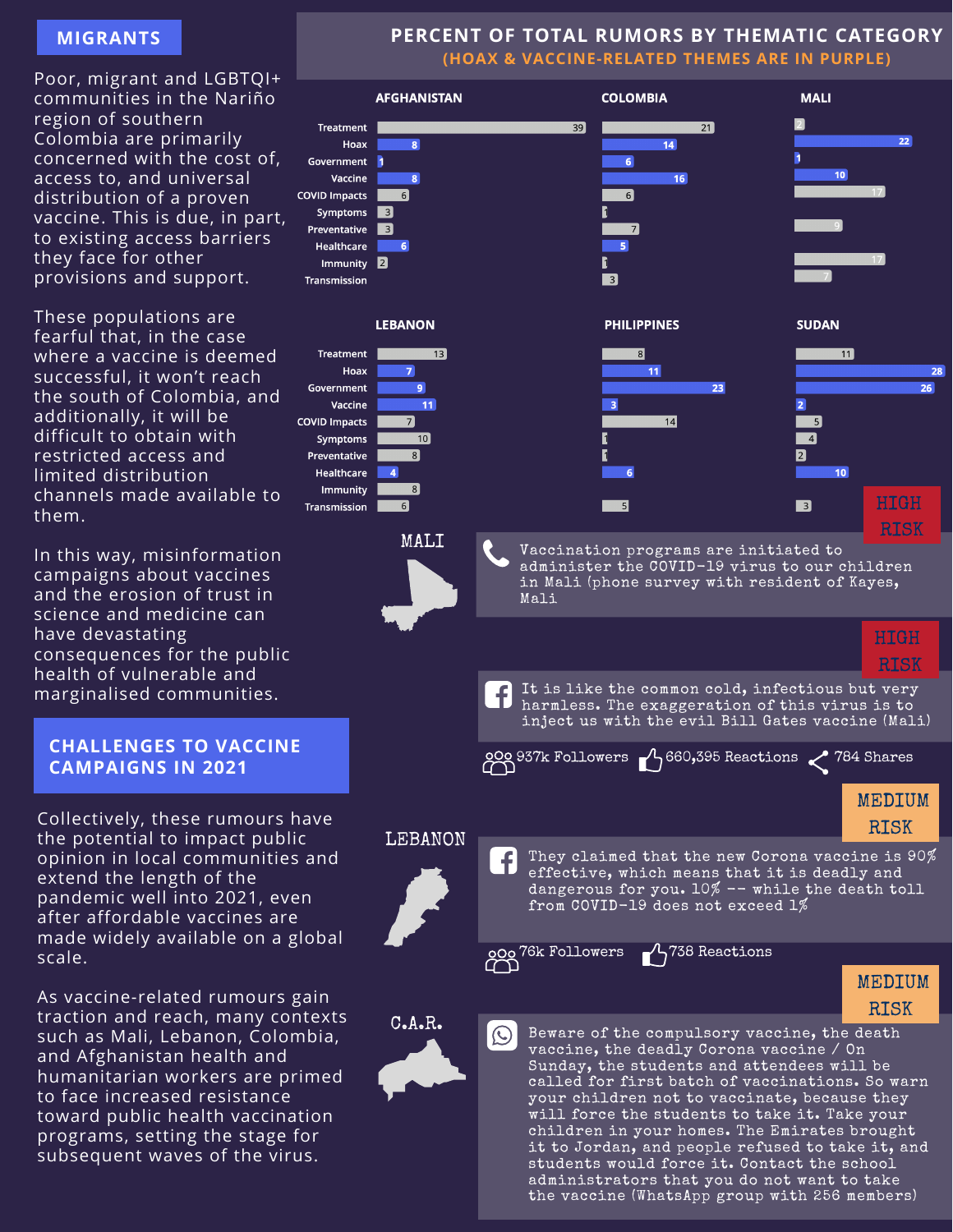## MIGRANTS

Poor, migrant and LGBTQI+ communities in the Nariño region of southern Colombia are primarily concerned with the cost of, access to, and universal distribution of a proven vaccine. This is due, in part, to existing access barriers they face for other provisions and support.

These populations are fearful that, in the case where a vaccine is deemed successful, it won't reach the south of Colombia, and additionally, it will be difficult to obtain with restricted access and limited distribution channels made available to them.

In this way, misinformation campaigns about vaccines and the erosion of trust in science and medicine can have devastating consequences for the public health of vulnerable and marginalised communities.

## CHALLENGES TO VACCINE CAMPAIGNS IN 2021

Collectively, these rumours have the potential to impact public opinion in local communities and extend the length of the pandemic well into 2021, even after affordable vaccines are made widely available on a global scale.

As vaccine-related rumours gain traction and reach, many contexts such as Mali, Lebanon, Colombia, and Afghanistan health and humanitarian workers are primed to face increased resistance toward public health vaccination programs, setting the stage for subsequent waves of the virus.

## PERCENT OF TOTAL RUMORS BY THEMATIC CATEGORY

**(HOAX & VACCINE-RELATED THEMES ARE IN PURPLE)**

| Category | Afghanistan | Colombia | Mali | Lebanon | Philippines | Sudan |
|---|---|---|---|---|---|---|
| Treatment | 39 | 21 | 2 | 13 | 8 | 11 |
| Hoax | 8 | 14 | 22 | 7 | 11 | 28 |
| Government | 1 | 6 | 1 | 9 | 23 | 26 |
| Vaccine | 8 | 16 | 10 | 11 | 3 | 2 |
| COVID Impacts | 6 | 6 | 17 | 7 | 14 | 5 |
| Symptoms | 3 | 1 | | 10 | 1 | 4 |
| Preventative | 3 | 7 | 9 | 8 | 1 | 2 |
| Healthcare | 6 | 5 | | 4 | 6 | 10 |
| Immunity | 2 | 1 | 17 | 8 | | |
| Transmission | | 3 | 7 | 6 | 5 | 3 |

### MALI

**HIGH RISK**

Vaccination programs are initiated to administer the COVID-19 virus to our children in Mali (phone survey with resident of Kayes, Mali

**HIGH RISK**

It is like the common cold, infectious but very harmless. The exaggeration of this virus is to inject us with the evil Bill Gates vaccine (Mali)

937k Followers | 660,395 Reactions | 784 Shares

### LEBANON

**MEDIUM RISK**

They claimed that the new Corona vaccine is 90% effective, which means that it is deadly and dangerous for you. 10% -- while the death toll from COVID-19 does not exceed 1%

76k Followers | 738 Reactions

### C.A.R.

**MEDIUM RISK**

Beware of the compulsory vaccine, the death vaccine, the deadly Corona vaccine / On Sunday, the students and attendees will be called for first batch of vaccinations. So warn your children not to vaccinate, because they will force the students to take it. Take your children in your homes. The Emirates brought it to Jordan, and people refused to take it, and students would force it. Contact the school administrators that you do not want to take the vaccine (WhatsApp group with 256 members)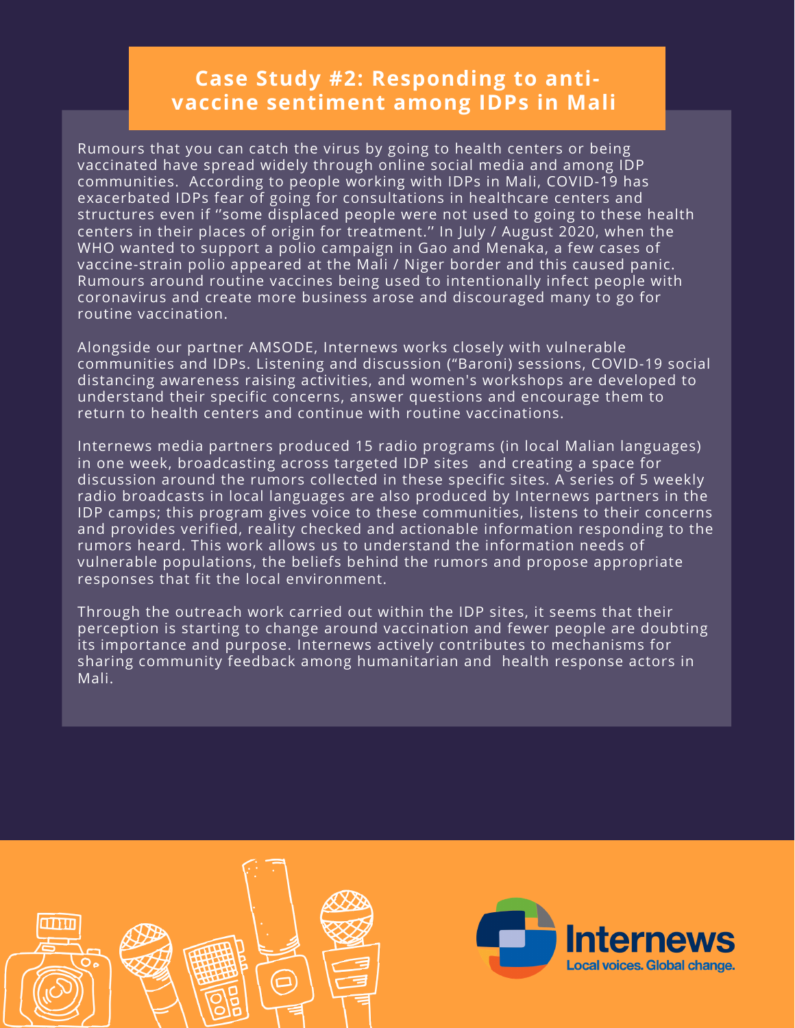## Case Study #2: Responding to anti-vaccine sentiment among IDPs in Mali

Rumours that you can catch the virus by going to health centers or being vaccinated have spread widely through online social media and among IDP communities.  According to people working with IDPs in Mali, COVID-19 has exacerbated IDPs fear of going for consultations in healthcare centers and structures even if "some displaced people were not used to going to these health centers in their places of origin for treatment." In July / August 2020, when the WHO wanted to support a polio campaign in Gao and Menaka, a few cases of vaccine-strain polio appeared at the Mali / Niger border and this caused panic. Rumours around routine vaccines being used to intentionally infect people with coronavirus and create more business arose and discouraged many to go for routine vaccination.

Alongside our partner AMSODE, Internews works closely with vulnerable communities and IDPs. Listening and discussion ("Baroni) sessions, COVID-19 social distancing awareness raising activities, and women's workshops are developed to understand their specific concerns, answer questions and encourage them to return to health centers and continue with routine vaccinations.

Internews media partners produced 15 radio programs (in local Malian languages) in one week, broadcasting across targeted IDP sites  and creating a space for discussion around the rumors collected in these specific sites. A series of 5 weekly radio broadcasts in local languages are also produced by Internews partners in the IDP camps; this program gives voice to these communities, listens to their concerns and provides verified, reality checked and actionable information responding to the rumors heard. This work allows us to understand the information needs of vulnerable populations, the beliefs behind the rumors and propose appropriate responses that fit the local environment.

Through the outreach work carried out within the IDP sites, it seems that their perception is starting to change around vaccination and fewer people are doubting its importance and purpose. Internews actively contributes to mechanisms for sharing community feedback among humanitarian and  health response actors in Mali.

Internews
Local voices. Global change.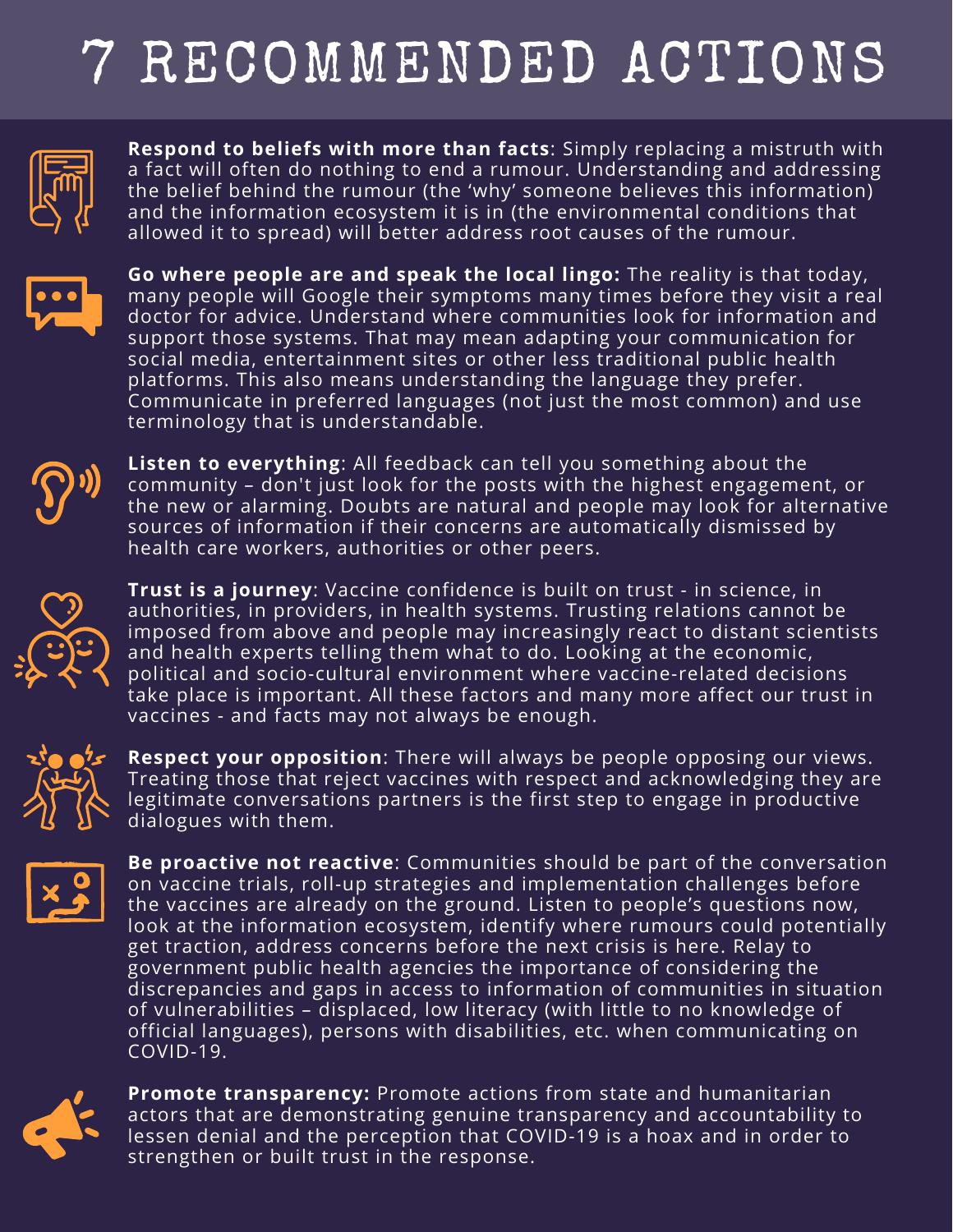# 7 RECOMMENDED ACTIONS

**Respond to beliefs with more than facts**: Simply replacing a mistruth with a fact will often do nothing to end a rumour. Understanding and addressing the belief behind the rumour (the 'why' someone believes this information) and the information ecosystem it is in (the environmental conditions that allowed it to spread) will better address root causes of the rumour.

**Go where people are and speak the local lingo:** The reality is that today, many people will Google their symptoms many times before they visit a real doctor for advice. Understand where communities look for information and support those systems. That may mean adapting your communication for social media, entertainment sites or other less traditional public health platforms. This also means understanding the language they prefer. Communicate in preferred languages (not just the most common) and use terminology that is understandable.

**Listen to everything**: All feedback can tell you something about the community – don't just look for the posts with the highest engagement, or the new or alarming. Doubts are natural and people may look for alternative sources of information if their concerns are automatically dismissed by health care workers, authorities or other peers.

**Trust is a journey**: Vaccine confidence is built on trust - in science, in authorities, in providers, in health systems. Trusting relations cannot be imposed from above and people may increasingly react to distant scientists and health experts telling them what to do. Looking at the economic, political and socio-cultural environment where vaccine-related decisions take place is important. All these factors and many more affect our trust in vaccines - and facts may not always be enough.

**Respect your opposition**: There will always be people opposing our views. Treating those that reject vaccines with respect and acknowledging they are legitimate conversations partners is the first step to engage in productive dialogues with them.

**Be proactive not reactive**: Communities should be part of the conversation on vaccine trials, roll-up strategies and implementation challenges before the vaccines are already on the ground. Listen to people's questions now, look at the information ecosystem, identify where rumours could potentially get traction, address concerns before the next crisis is here. Relay to government public health agencies the importance of considering the discrepancies and gaps in access to information of communities in situation of vulnerabilities – displaced, low literacy (with little to no knowledge of official languages), persons with disabilities, etc. when communicating on COVID-19.

**Promote transparency:** Promote actions from state and humanitarian actors that are demonstrating genuine transparency and accountability to lessen denial and the perception that COVID-19 is a hoax and in order to strengthen or built trust in the response.